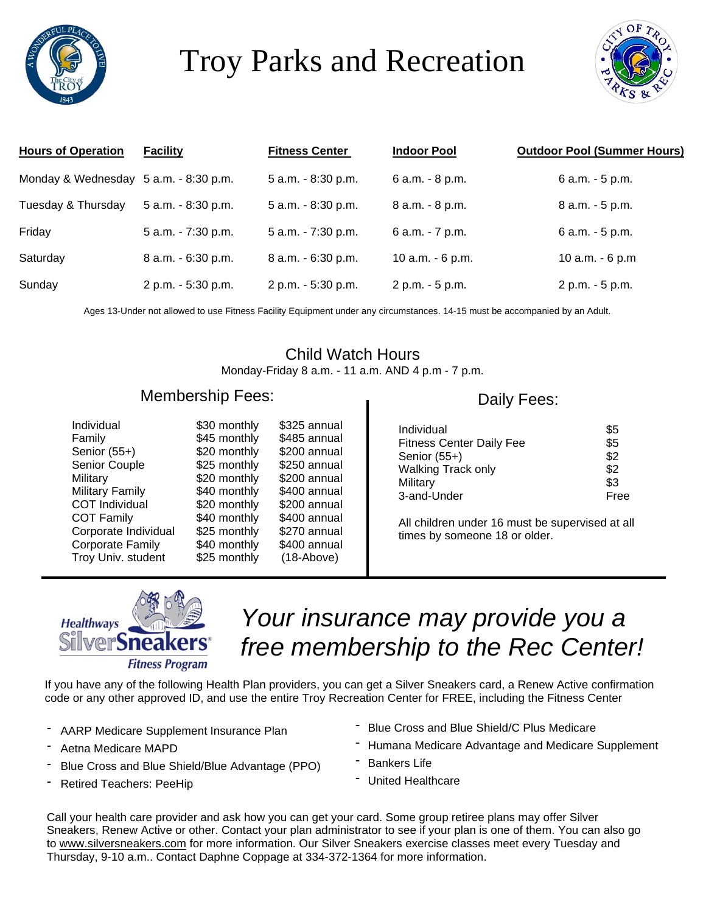# Troy Parks and Recreation

| Hours of Operation | Facility | Fitness Center | Indoor Pool | Outdoor Pool (Summer Hours) |
|---|---|---|---|---|
| Monday & Wednesday | 5 a.m. - 8:30 p.m. | 5 a.m. - 8:30 p.m. | 6 a.m. - 8 p.m. | 6 a.m. - 5 p.m. |
| Tuesday & Thursday | 5 a.m. - 8:30 p.m. | 5 a.m. - 8:30 p.m. | 8 a.m. - 8 p.m. | 8 a.m. - 5 p.m. |
| Friday | 5 a.m. - 7:30 p.m. | 5 a.m. - 7:30 p.m. | 6 a.m. - 7 p.m. | 6 a.m. - 5 p.m. |
| Saturday | 8 a.m. - 6:30 p.m. | 8 a.m. - 6:30 p.m. | 10 a.m. - 6 p.m. | 10 a.m. - 6 p.m |
| Sunday | 2 p.m. - 5:30 p.m. | 2 p.m. - 5:30 p.m. | 2 p.m. - 5 p.m. | 2 p.m. - 5 p.m. |

Ages 13-Under not allowed to use Fitness Facility Equipment under any circumstances. 14-15 must be accompanied by an Adult.

## Child Watch Hours

Monday-Friday 8 a.m. - 11 a.m. AND 4 p.m - 7 p.m.

## Membership Fees:

| Membership | Monthly | Annual |
|---|---|---|
| Individual | $30 monthly | $325 annual |
| Family | $45 monthly | $485 annual |
| Senior (55+) | $20 monthly | $200 annual |
| Senior Couple | $25 monthly | $250 annual |
| Military | $20 monthly | $200 annual |
| Military Family | $40 monthly | $400 annual |
| COT Individual | $20 monthly | $200 annual |
| COT Family | $40 monthly | $400 annual |
| Corporate Individual | $25 monthly | $270 annual |
| Corporate Family | $40 monthly | $400 annual |
| Troy Univ. student | $25 monthly | (18-Above) |

## Daily Fees:

| Type | Fee |
|---|---|
| Individual | $5 |
| Fitness Center Daily Fee | $5 |
| Senior (55+) | $2 |
| Walking Track only | $2 |
| Military | $3 |
| 3-and-Under | Free |

All children under 16 must be supervised at all times by someone 18 or older.

Healthways SilverSneakers Fitness Program

*Your insurance may provide you a free membership to the Rec Center!*

If you have any of the following Health Plan providers, you can get a Silver Sneakers card, a Renew Active confirmation code or any other approved ID, and use the entire Troy Recreation Center for FREE, including the Fitness Center

- AARP Medicare Supplement Insurance Plan
- Aetna Medicare MAPD
- Blue Cross and Blue Shield/Blue Advantage (PPO)
- Retired Teachers: PeeHip
- Blue Cross and Blue Shield/C Plus Medicare
- Humana Medicare Advantage and Medicare Supplement
- Bankers Life
- United Healthcare

Call your health care provider and ask how you can get your card. Some group retiree plans may offer Silver Sneakers, Renew Active or other. Contact your plan administrator to see if your plan is one of them. You can also go to www.silversneakers.com for more information. Our Silver Sneakers exercise classes meet every Tuesday and Thursday, 9-10 a.m.. Contact Daphne Coppage at 334-372-1364 for more information.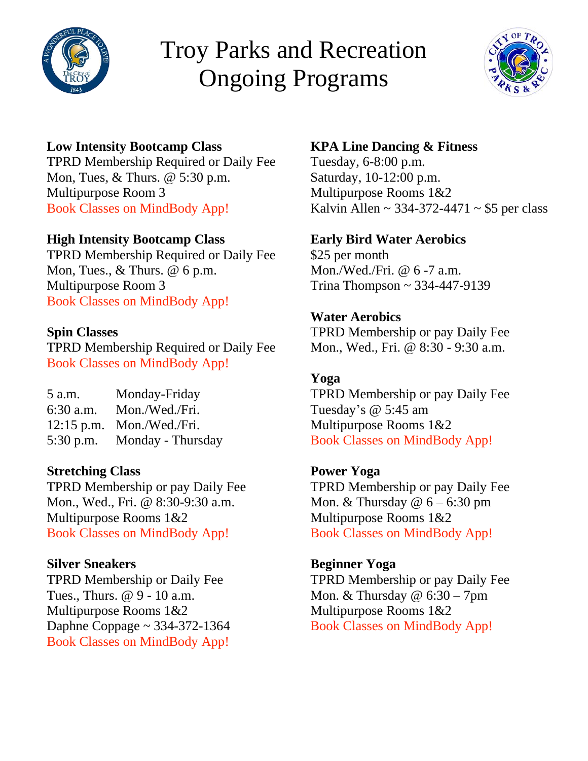# Troy Parks and Recreation Ongoing Programs

**Low Intensity Bootcamp Class**
TPRD Membership Required or Daily Fee
Mon, Tues, & Thurs. @ 5:30 p.m.
Multipurpose Room 3
Book Classes on MindBody App!

**High Intensity Bootcamp Class**
TPRD Membership Required or Daily Fee
Mon, Tues., & Thurs. @ 6 p.m.
Multipurpose Room 3
Book Classes on MindBody App!

**Spin Classes**
TPRD Membership Required or Daily Fee
Book Classes on MindBody App!

| | |
|---|---|
| 5 a.m. | Monday-Friday |
| 6:30 a.m. | Mon./Wed./Fri. |
| 12:15 p.m. | Mon./Wed./Fri. |
| 5:30 p.m. | Monday - Thursday |

**Stretching Class**
TPRD Membership or pay Daily Fee
Mon., Wed., Fri. @ 8:30-9:30 a.m.
Multipurpose Rooms 1&2
Book Classes on MindBody App!

**Silver Sneakers**
TPRD Membership or Daily Fee
Tues., Thurs. @ 9 - 10 a.m.
Multipurpose Rooms 1&2
Daphne Coppage ~ 334-372-1364
Book Classes on MindBody App!

**KPA Line Dancing & Fitness**
Tuesday, 6-8:00 p.m.
Saturday, 10-12:00 p.m.
Multipurpose Rooms 1&2
Kalvin Allen ~ 334-372-4471 ~ $5 per class

**Early Bird Water Aerobics**
$25 per month
Mon./Wed./Fri. @ 6 -7 a.m.
Trina Thompson ~ 334-447-9139

**Water Aerobics**
TPRD Membership or pay Daily Fee
Mon., Wed., Fri. @ 8:30 - 9:30 a.m.

**Yoga**
TPRD Membership or pay Daily Fee
Tuesday's @ 5:45 am
Multipurpose Rooms 1&2
Book Classes on MindBody App!

**Power Yoga**
TPRD Membership or pay Daily Fee
Mon. & Thursday @ 6 – 6:30 pm
Multipurpose Rooms 1&2
Book Classes on MindBody App!

**Beginner Yoga**
TPRD Membership or pay Daily Fee
Mon. & Thursday @ 6:30 – 7pm
Multipurpose Rooms 1&2
Book Classes on MindBody App!